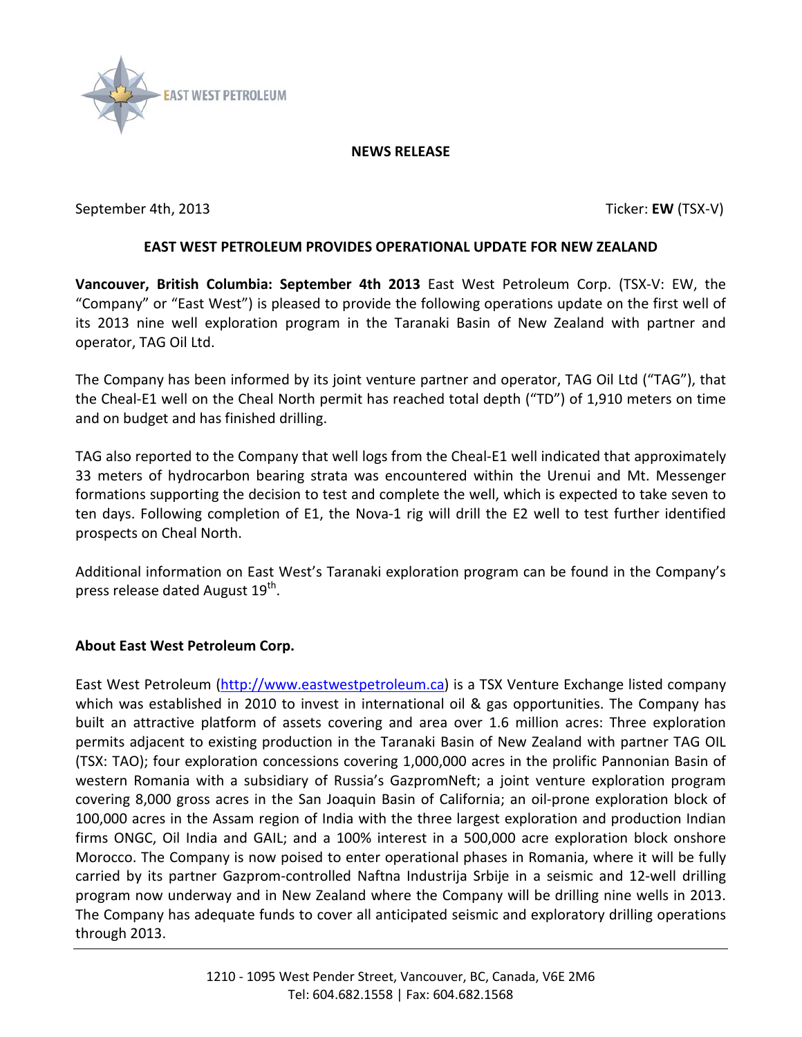EAST WEST PETROLEUM

**NEWS RELEASE**

September 4th, 2013 Ticker: **EW** (TSX-V)

## EAST WEST PETROLEUM PROVIDES OPERATIONAL UPDATE FOR NEW ZEALAND

**Vancouver, British Columbia: September 4th 2013** East West Petroleum Corp. (TSX-V: EW, the "Company" or "East West") is pleased to provide the following operations update on the first well of its 2013 nine well exploration program in the Taranaki Basin of New Zealand with partner and operator, TAG Oil Ltd.

The Company has been informed by its joint venture partner and operator, TAG Oil Ltd ("TAG"), that the Cheal-E1 well on the Cheal North permit has reached total depth ("TD") of 1,910 meters on time and on budget and has finished drilling.

TAG also reported to the Company that well logs from the Cheal-E1 well indicated that approximately 33 meters of hydrocarbon bearing strata was encountered within the Urenui and Mt. Messenger formations supporting the decision to test and complete the well, which is expected to take seven to ten days. Following completion of E1, the Nova-1 rig will drill the E2 well to test further identified prospects on Cheal North.

Additional information on East West's Taranaki exploration program can be found in the Company's press release dated August 19th.

### About East West Petroleum Corp.

East West Petroleum (http://www.eastwestpetroleum.ca) is a TSX Venture Exchange listed company which was established in 2010 to invest in international oil & gas opportunities. The Company has built an attractive platform of assets covering and area over 1.6 million acres: Three exploration permits adjacent to existing production in the Taranaki Basin of New Zealand with partner TAG OIL (TSX: TAO); four exploration concessions covering 1,000,000 acres in the prolific Pannonian Basin of western Romania with a subsidiary of Russia's GazpromNeft; a joint venture exploration program covering 8,000 gross acres in the San Joaquin Basin of California; an oil-prone exploration block of 100,000 acres in the Assam region of India with the three largest exploration and production Indian firms ONGC, Oil India and GAIL; and a 100% interest in a 500,000 acre exploration block onshore Morocco. The Company is now poised to enter operational phases in Romania, where it will be fully carried by its partner Gazprom-controlled Naftna Industrija Srbije in a seismic and 12-well drilling program now underway and in New Zealand where the Company will be drilling nine wells in 2013. The Company has adequate funds to cover all anticipated seismic and exploratory drilling operations through 2013.

1210 - 1095 West Pender Street, Vancouver, BC, Canada, V6E 2M6
Tel: 604.682.1558 | Fax: 604.682.1568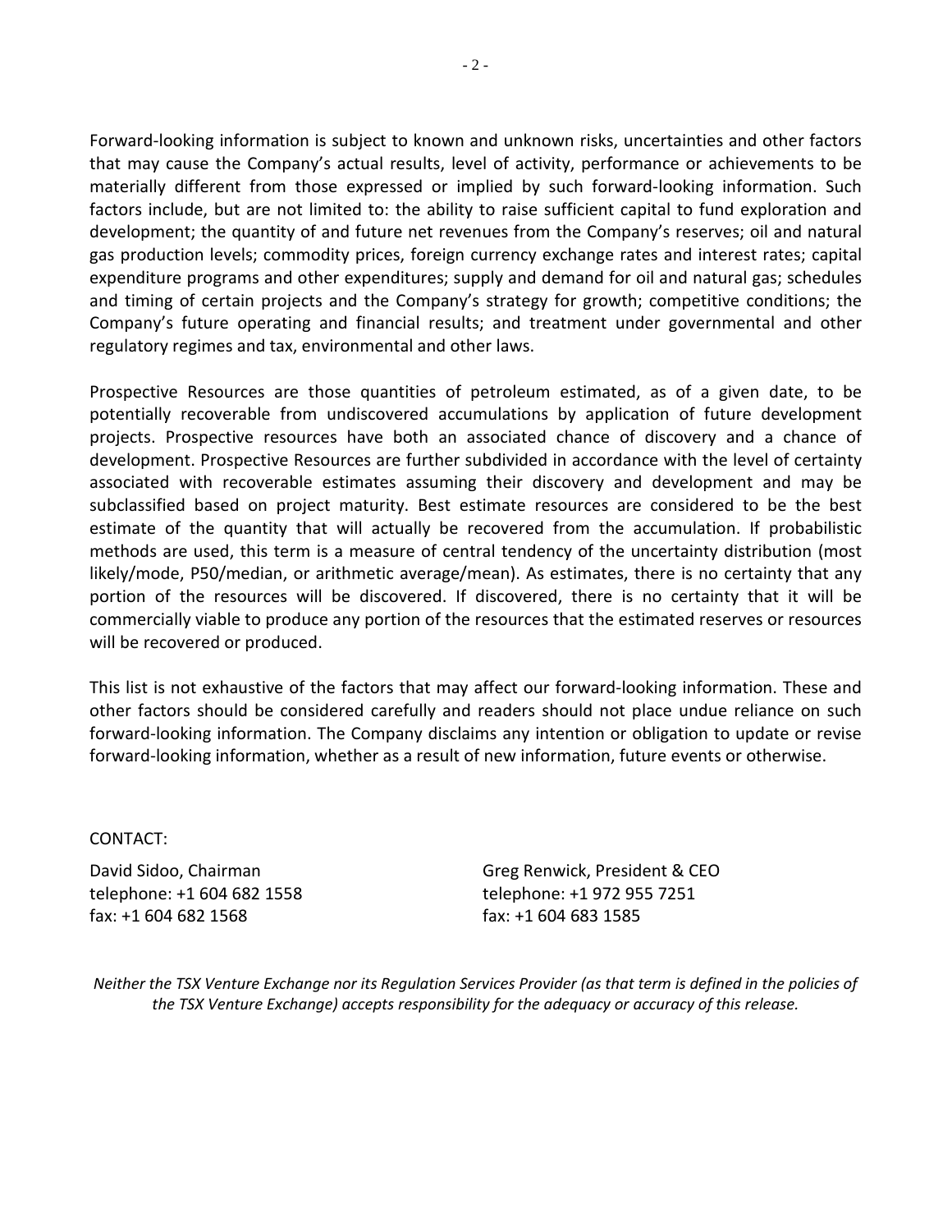Forward-looking information is subject to known and unknown risks, uncertainties and other factors that may cause the Company's actual results, level of activity, performance or achievements to be materially different from those expressed or implied by such forward-looking information. Such factors include, but are not limited to: the ability to raise sufficient capital to fund exploration and development; the quantity of and future net revenues from the Company's reserves; oil and natural gas production levels; commodity prices, foreign currency exchange rates and interest rates; capital expenditure programs and other expenditures; supply and demand for oil and natural gas; schedules and timing of certain projects and the Company's strategy for growth; competitive conditions; the Company's future operating and financial results; and treatment under governmental and other regulatory regimes and tax, environmental and other laws.

Prospective Resources are those quantities of petroleum estimated, as of a given date, to be potentially recoverable from undiscovered accumulations by application of future development projects. Prospective resources have both an associated chance of discovery and a chance of development. Prospective Resources are further subdivided in accordance with the level of certainty associated with recoverable estimates assuming their discovery and development and may be subclassified based on project maturity. Best estimate resources are considered to be the best estimate of the quantity that will actually be recovered from the accumulation. If probabilistic methods are used, this term is a measure of central tendency of the uncertainty distribution (most likely/mode, P50/median, or arithmetic average/mean). As estimates, there is no certainty that any portion of the resources will be discovered. If discovered, there is no certainty that it will be commercially viable to produce any portion of the resources that the estimated reserves or resources will be recovered or produced.

This list is not exhaustive of the factors that may affect our forward-looking information. These and other factors should be considered carefully and readers should not place undue reliance on such forward-looking information. The Company disclaims any intention or obligation to update or revise forward-looking information, whether as a result of new information, future events or otherwise.

CONTACT:

David Sidoo, Chairman
telephone: +1 604 682 1558
fax: +1 604 682 1568

Greg Renwick, President & CEO
telephone: +1 972 955 7251
fax: +1 604 683 1585

*Neither the TSX Venture Exchange nor its Regulation Services Provider (as that term is defined in the policies of the TSX Venture Exchange) accepts responsibility for the adequacy or accuracy of this release.*